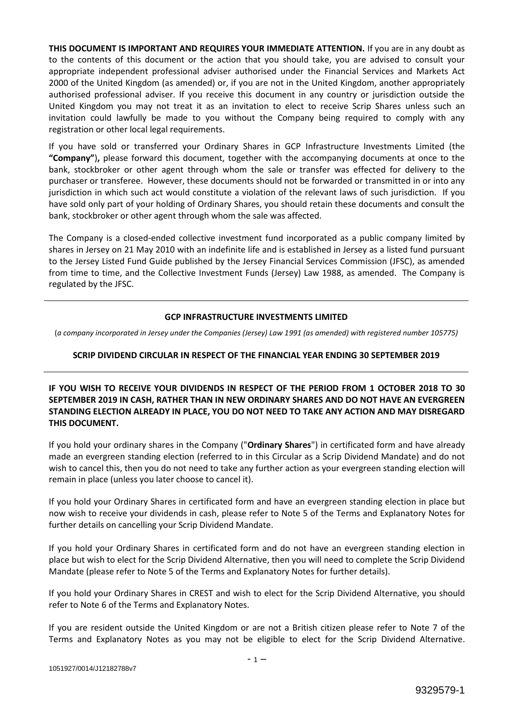**THIS DOCUMENT IS IMPORTANT AND REQUIRES YOUR IMMEDIATE ATTENTION.** If you are in any doubt as to the contents of this document or the action that you should take, you are advised to consult your appropriate independent professional adviser authorised under the Financial Services and Markets Act 2000 of the United Kingdom (as amended) or, if you are not in the United Kingdom, another appropriately authorised professional adviser. If you receive this document in any country or jurisdiction outside the United Kingdom you may not treat it as an invitation to elect to receive Scrip Shares unless such an invitation could lawfully be made to you without the Company being required to comply with any registration or other local legal requirements.

If you have sold or transferred your Ordinary Shares in GCP Infrastructure Investments Limited (the **"Company"**)**,** please forward this document, together with the accompanying documents at once to the bank, stockbroker or other agent through whom the sale or transfer was effected for delivery to the purchaser or transferee. However, these documents should not be forwarded or transmitted in or into any jurisdiction in which such act would constitute a violation of the relevant laws of such jurisdiction. If you have sold only part of your holding of Ordinary Shares, you should retain these documents and consult the bank, stockbroker or other agent through whom the sale was affected.

The Company is a closed-ended collective investment fund incorporated as a public company limited by shares in Jersey on 21 May 2010 with an indefinite life and is established in Jersey as a listed fund pursuant to the Jersey Listed Fund Guide published by the Jersey Financial Services Commission (JFSC), as amended from time to time, and the Collective Investment Funds (Jersey) Law 1988, as amended. The Company is regulated by the JFSC.

---

**GCP INFRASTRUCTURE INVESTMENTS LIMITED**

(*a company incorporated in Jersey under the Companies (Jersey) Law 1991 (as amended) with registered number 105775*)

**SCRIP DIVIDEND CIRCULAR IN RESPECT OF THE FINANCIAL YEAR ENDING 30 SEPTEMBER 2019**

---

**IF YOU WISH TO RECEIVE YOUR DIVIDENDS IN RESPECT OF THE PERIOD FROM 1 OCTOBER 2018 TO 30 SEPTEMBER 2019 IN CASH, RATHER THAN IN NEW ORDINARY SHARES AND DO NOT HAVE AN EVERGREEN STANDING ELECTION ALREADY IN PLACE, YOU DO NOT NEED TO TAKE ANY ACTION AND MAY DISREGARD THIS DOCUMENT.**

If you hold your ordinary shares in the Company ("**Ordinary Shares**") in certificated form and have already made an evergreen standing election (referred to in this Circular as a Scrip Dividend Mandate) and do not wish to cancel this, then you do not need to take any further action as your evergreen standing election will remain in place (unless you later choose to cancel it).

If you hold your Ordinary Shares in certificated form and have an evergreen standing election in place but now wish to receive your dividends in cash, please refer to Note 5 of the Terms and Explanatory Notes for further details on cancelling your Scrip Dividend Mandate.

If you hold your Ordinary Shares in certificated form and do not have an evergreen standing election in place but wish to elect for the Scrip Dividend Alternative, then you will need to complete the Scrip Dividend Mandate (please refer to Note 5 of the Terms and Explanatory Notes for further details).

If you hold your Ordinary Shares in CREST and wish to elect for the Scrip Dividend Alternative, you should refer to Note 6 of the Terms and Explanatory Notes.

If you are resident outside the United Kingdom or are not a British citizen please refer to Note 7 of the Terms and Explanatory Notes as you may not be eligible to elect for the Scrip Dividend Alternative.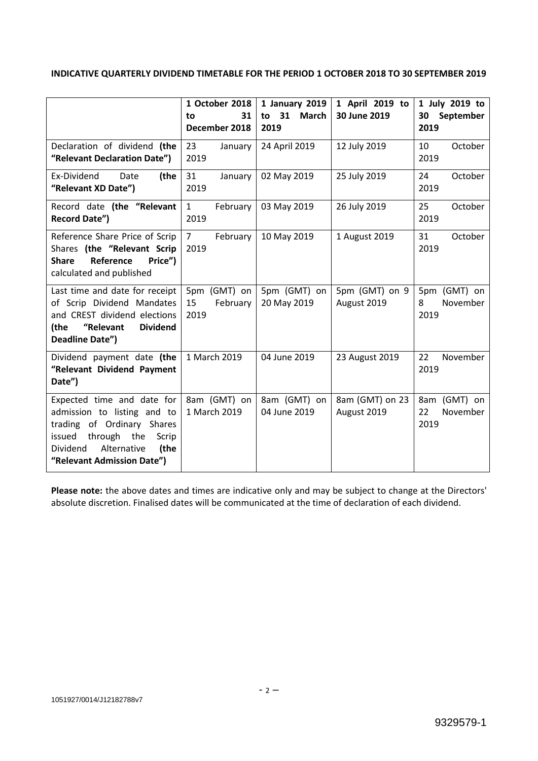**INDICATIVE QUARTERLY DIVIDEND TIMETABLE FOR THE PERIOD 1 OCTOBER 2018 TO 30 SEPTEMBER 2019**

| | **1 October 2018 to 31 December 2018** | **1 January 2019 to 31 March 2019** | **1 April 2019 to 30 June 2019** | **1 July 2019 to 30 September 2019** |
|---|---|---|---|---|
| Declaration of dividend **(the "Relevant Declaration Date")** | 23 January 2019 | 24 April 2019 | 12 July 2019 | 10 October 2019 |
| Ex-Dividend Date **(the "Relevant XD Date")** | 31 January 2019 | 02 May 2019 | 25 July 2019 | 24 October 2019 |
| Record date **(the "Relevant Record Date")** | 1 February 2019 | 03 May 2019 | 26 July 2019 | 25 October 2019 |
| Reference Share Price of Scrip Shares **(the "Relevant Scrip Share Reference Price")** calculated and published | 7 February 2019 | 10 May 2019 | 1 August 2019 | 31 October 2019 |
| Last time and date for receipt of Scrip Dividend Mandates and CREST dividend elections **(the "Relevant Dividend Deadline Date")** | 5pm (GMT) on 15 February 2019 | 5pm (GMT) on 20 May 2019 | 5pm (GMT) on 9 August 2019 | 5pm (GMT) on 8 November 2019 |
| Dividend payment date **(the "Relevant Dividend Payment Date")** | 1 March 2019 | 04 June 2019 | 23 August 2019 | 22 November 2019 |
| Expected time and date for admission to listing and to trading of Ordinary Shares issued through the Scrip Dividend Alternative **(the "Relevant Admission Date")** | 8am (GMT) on 1 March 2019 | 8am (GMT) on 04 June 2019 | 8am (GMT) on 23 August 2019 | 8am (GMT) on 22 November 2019 |

**Please note:** the above dates and times are indicative only and may be subject to change at the Directors' absolute discretion. Finalised dates will be communicated at the time of declaration of each dividend.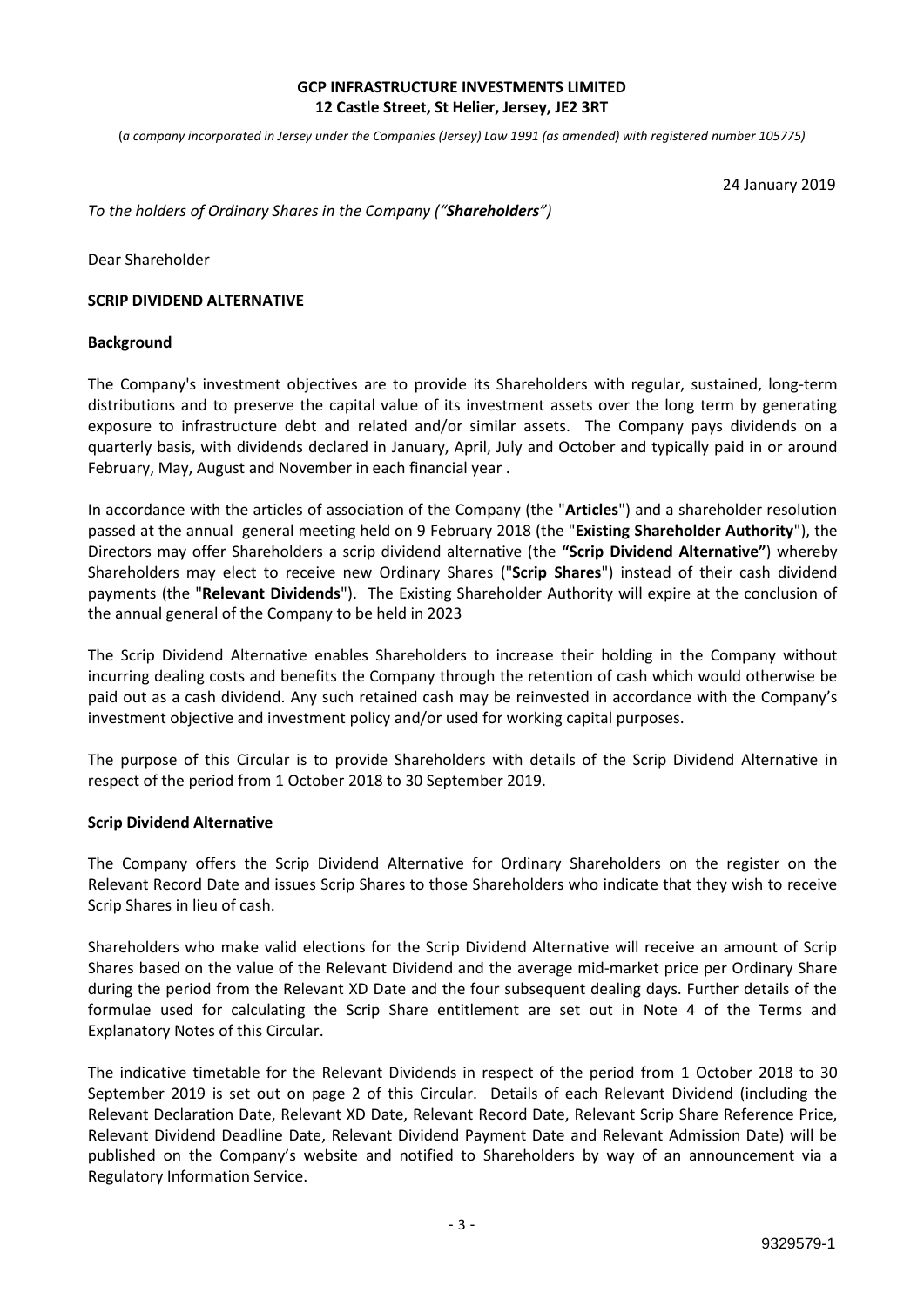**GCP INFRASTRUCTURE INVESTMENTS LIMITED**
**12 Castle Street, St Helier, Jersey, JE2 3RT**

(*a company incorporated in Jersey under the Companies (Jersey) Law 1991 (as amended) with registered number 105775)*

24 January 2019

*To the holders of Ordinary Shares in the Company ("**Shareholders**")*

Dear Shareholder

**SCRIP DIVIDEND ALTERNATIVE**

**Background**

The Company's investment objectives are to provide its Shareholders with regular, sustained, long-term distributions and to preserve the capital value of its investment assets over the long term by generating exposure to infrastructure debt and related and/or similar assets. The Company pays dividends on a quarterly basis, with dividends declared in January, April, July and October and typically paid in or around February, May, August and November in each financial year .

In accordance with the articles of association of the Company (the "**Articles**") and a shareholder resolution passed at the annual general meeting held on 9 February 2018 (the "**Existing Shareholder Authority**"), the Directors may offer Shareholders a scrip dividend alternative (the **"Scrip Dividend Alternative"**) whereby Shareholders may elect to receive new Ordinary Shares ("**Scrip Shares**") instead of their cash dividend payments (the "**Relevant Dividends**"). The Existing Shareholder Authority will expire at the conclusion of the annual general of the Company to be held in 2023

The Scrip Dividend Alternative enables Shareholders to increase their holding in the Company without incurring dealing costs and benefits the Company through the retention of cash which would otherwise be paid out as a cash dividend. Any such retained cash may be reinvested in accordance with the Company's investment objective and investment policy and/or used for working capital purposes.

The purpose of this Circular is to provide Shareholders with details of the Scrip Dividend Alternative in respect of the period from 1 October 2018 to 30 September 2019.

**Scrip Dividend Alternative**

The Company offers the Scrip Dividend Alternative for Ordinary Shareholders on the register on the Relevant Record Date and issues Scrip Shares to those Shareholders who indicate that they wish to receive Scrip Shares in lieu of cash.

Shareholders who make valid elections for the Scrip Dividend Alternative will receive an amount of Scrip Shares based on the value of the Relevant Dividend and the average mid-market price per Ordinary Share during the period from the Relevant XD Date and the four subsequent dealing days. Further details of the formulae used for calculating the Scrip Share entitlement are set out in Note 4 of the Terms and Explanatory Notes of this Circular.

The indicative timetable for the Relevant Dividends in respect of the period from 1 October 2018 to 30 September 2019 is set out on page 2 of this Circular. Details of each Relevant Dividend (including the Relevant Declaration Date, Relevant XD Date, Relevant Record Date, Relevant Scrip Share Reference Price, Relevant Dividend Deadline Date, Relevant Dividend Payment Date and Relevant Admission Date) will be published on the Company's website and notified to Shareholders by way of an announcement via a Regulatory Information Service.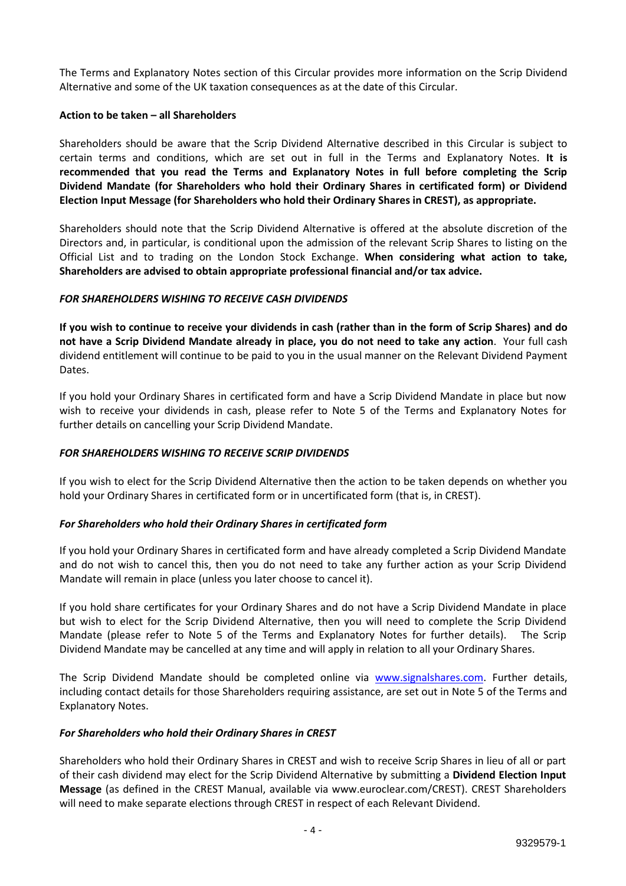The Terms and Explanatory Notes section of this Circular provides more information on the Scrip Dividend Alternative and some of the UK taxation consequences as at the date of this Circular.

**Action to be taken – all Shareholders**

Shareholders should be aware that the Scrip Dividend Alternative described in this Circular is subject to certain terms and conditions, which are set out in full in the Terms and Explanatory Notes. **It is recommended that you read the Terms and Explanatory Notes in full before completing the Scrip Dividend Mandate (for Shareholders who hold their Ordinary Shares in certificated form) or Dividend Election Input Message (for Shareholders who hold their Ordinary Shares in CREST), as appropriate.**

Shareholders should note that the Scrip Dividend Alternative is offered at the absolute discretion of the Directors and, in particular, is conditional upon the admission of the relevant Scrip Shares to listing on the Official List and to trading on the London Stock Exchange. **When considering what action to take, Shareholders are advised to obtain appropriate professional financial and/or tax advice.**

***FOR SHAREHOLDERS WISHING TO RECEIVE CASH DIVIDENDS***

**If you wish to continue to receive your dividends in cash (rather than in the form of Scrip Shares) and do not have a Scrip Dividend Mandate already in place, you do not need to take any action**. Your full cash dividend entitlement will continue to be paid to you in the usual manner on the Relevant Dividend Payment Dates.

If you hold your Ordinary Shares in certificated form and have a Scrip Dividend Mandate in place but now wish to receive your dividends in cash, please refer to Note 5 of the Terms and Explanatory Notes for further details on cancelling your Scrip Dividend Mandate.

***FOR SHAREHOLDERS WISHING TO RECEIVE SCRIP DIVIDENDS***

If you wish to elect for the Scrip Dividend Alternative then the action to be taken depends on whether you hold your Ordinary Shares in certificated form or in uncertificated form (that is, in CREST).

***For Shareholders who hold their Ordinary Shares in certificated form***

If you hold your Ordinary Shares in certificated form and have already completed a Scrip Dividend Mandate and do not wish to cancel this, then you do not need to take any further action as your Scrip Dividend Mandate will remain in place (unless you later choose to cancel it).

If you hold share certificates for your Ordinary Shares and do not have a Scrip Dividend Mandate in place but wish to elect for the Scrip Dividend Alternative, then you will need to complete the Scrip Dividend Mandate (please refer to Note 5 of the Terms and Explanatory Notes for further details). The Scrip Dividend Mandate may be cancelled at any time and will apply in relation to all your Ordinary Shares.

The Scrip Dividend Mandate should be completed online via www.signalshares.com. Further details, including contact details for those Shareholders requiring assistance, are set out in Note 5 of the Terms and Explanatory Notes.

***For Shareholders who hold their Ordinary Shares in CREST***

Shareholders who hold their Ordinary Shares in CREST and wish to receive Scrip Shares in lieu of all or part of their cash dividend may elect for the Scrip Dividend Alternative by submitting a **Dividend Election Input Message** (as defined in the CREST Manual, available via www.euroclear.com/CREST). CREST Shareholders will need to make separate elections through CREST in respect of each Relevant Dividend.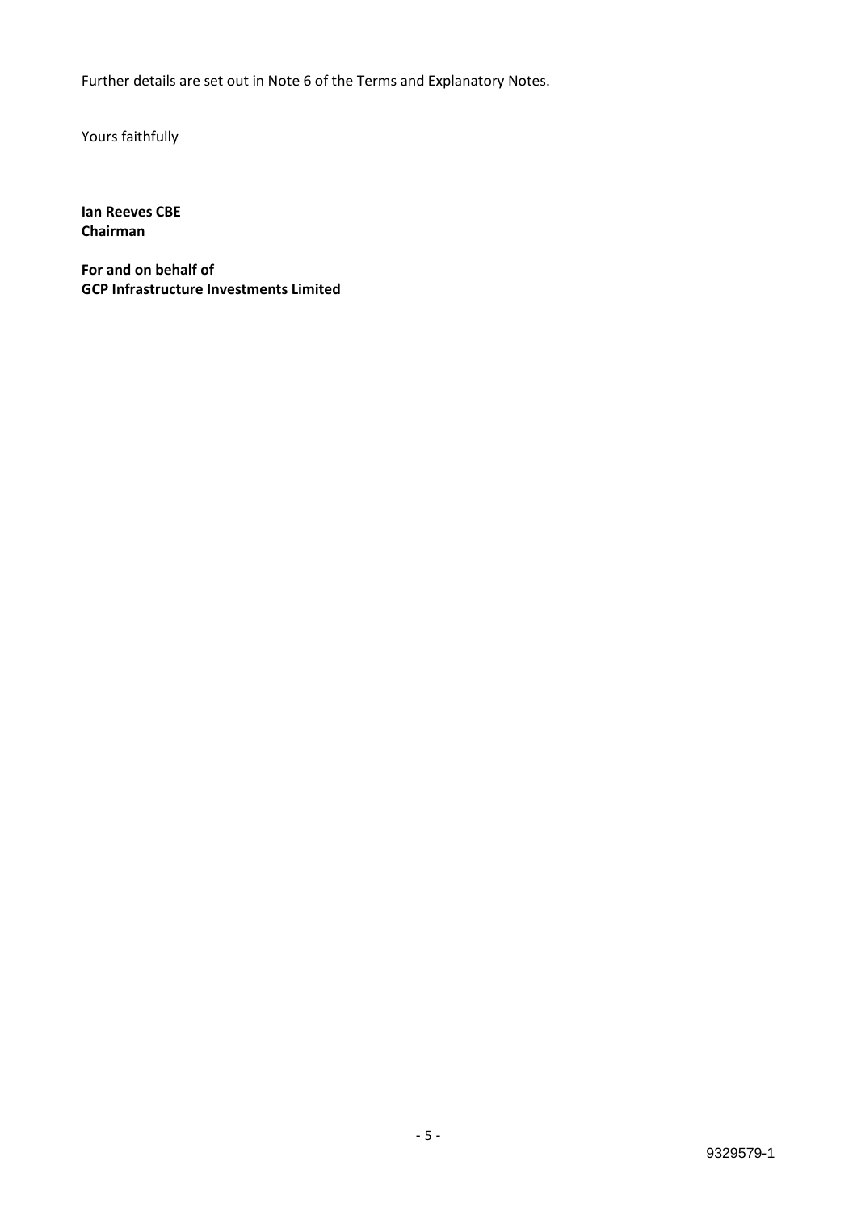Further details are set out in Note 6 of the Terms and Explanatory Notes.

Yours faithfully

**Ian Reeves CBE**
**Chairman**

**For and on behalf of**
**GCP Infrastructure Investments Limited**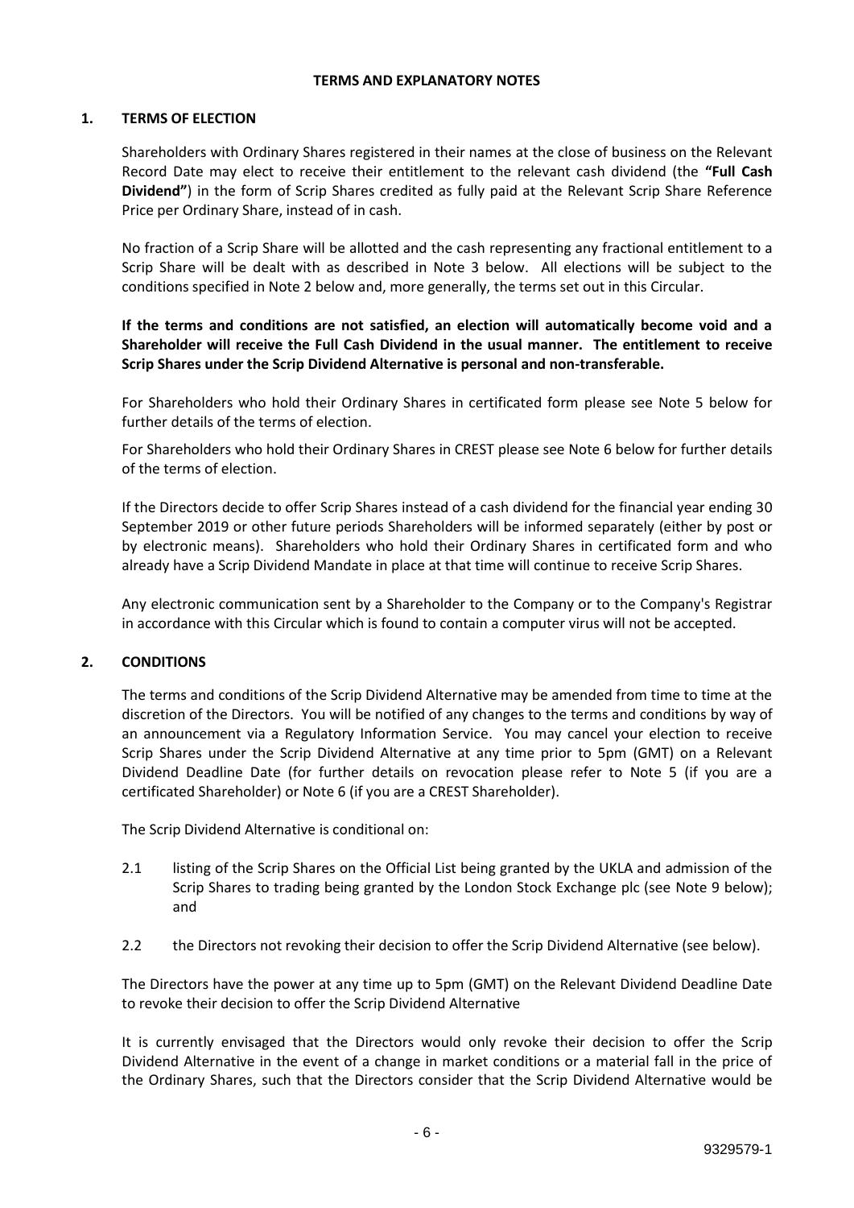## TERMS AND EXPLANATORY NOTES

### 1. TERMS OF ELECTION

Shareholders with Ordinary Shares registered in their names at the close of business on the Relevant Record Date may elect to receive their entitlement to the relevant cash dividend (the **"Full Cash Dividend"**) in the form of Scrip Shares credited as fully paid at the Relevant Scrip Share Reference Price per Ordinary Share, instead of in cash.

No fraction of a Scrip Share will be allotted and the cash representing any fractional entitlement to a Scrip Share will be dealt with as described in Note 3 below. All elections will be subject to the conditions specified in Note 2 below and, more generally, the terms set out in this Circular.

**If the terms and conditions are not satisfied, an election will automatically become void and a Shareholder will receive the Full Cash Dividend in the usual manner. The entitlement to receive Scrip Shares under the Scrip Dividend Alternative is personal and non-transferable.**

For Shareholders who hold their Ordinary Shares in certificated form please see Note 5 below for further details of the terms of election.

For Shareholders who hold their Ordinary Shares in CREST please see Note 6 below for further details of the terms of election.

If the Directors decide to offer Scrip Shares instead of a cash dividend for the financial year ending 30 September 2019 or other future periods Shareholders will be informed separately (either by post or by electronic means). Shareholders who hold their Ordinary Shares in certificated form and who already have a Scrip Dividend Mandate in place at that time will continue to receive Scrip Shares.

Any electronic communication sent by a Shareholder to the Company or to the Company's Registrar in accordance with this Circular which is found to contain a computer virus will not be accepted.

### 2. CONDITIONS

The terms and conditions of the Scrip Dividend Alternative may be amended from time to time at the discretion of the Directors. You will be notified of any changes to the terms and conditions by way of an announcement via a Regulatory Information Service. You may cancel your election to receive Scrip Shares under the Scrip Dividend Alternative at any time prior to 5pm (GMT) on a Relevant Dividend Deadline Date (for further details on revocation please refer to Note 5 (if you are a certificated Shareholder) or Note 6 (if you are a CREST Shareholder).

The Scrip Dividend Alternative is conditional on:

2.1 listing of the Scrip Shares on the Official List being granted by the UKLA and admission of the Scrip Shares to trading being granted by the London Stock Exchange plc (see Note 9 below); and

2.2 the Directors not revoking their decision to offer the Scrip Dividend Alternative (see below).

The Directors have the power at any time up to 5pm (GMT) on the Relevant Dividend Deadline Date to revoke their decision to offer the Scrip Dividend Alternative

It is currently envisaged that the Directors would only revoke their decision to offer the Scrip Dividend Alternative in the event of a change in market conditions or a material fall in the price of the Ordinary Shares, such that the Directors consider that the Scrip Dividend Alternative would be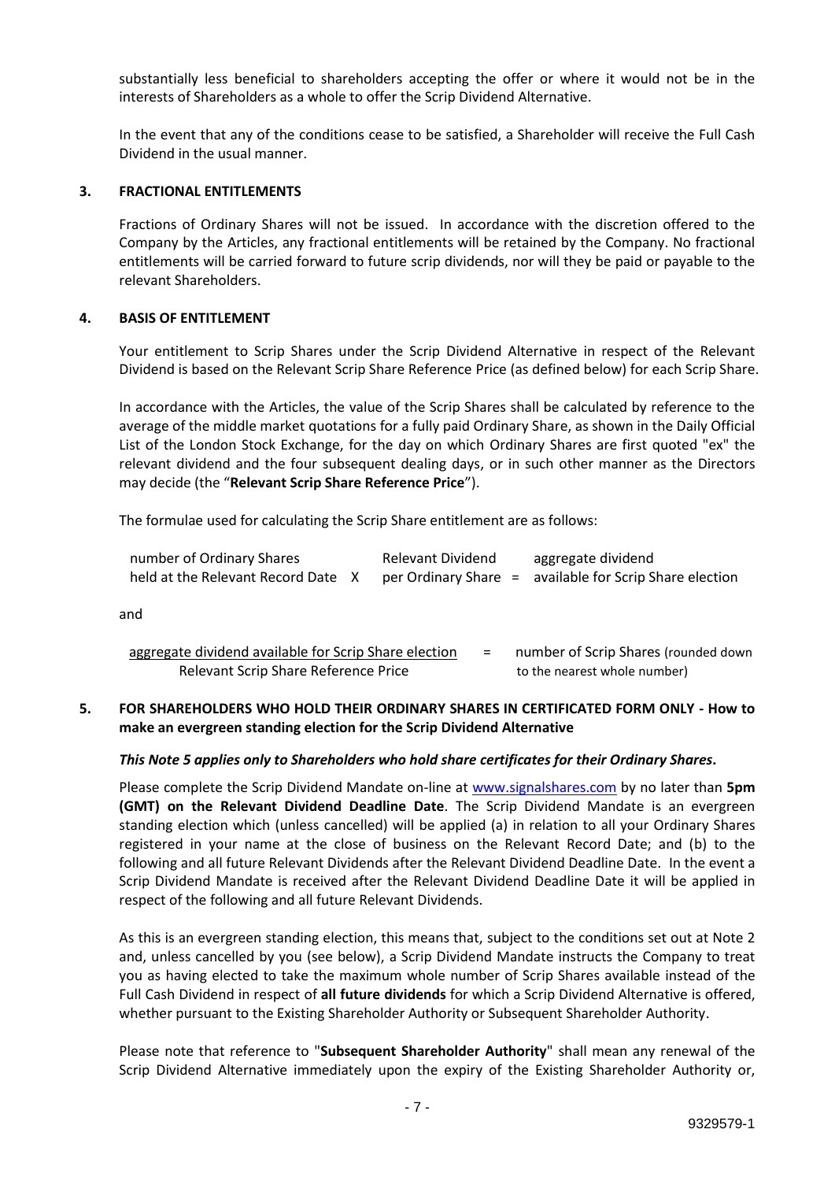substantially less beneficial to shareholders accepting the offer or where it would not be in the interests of Shareholders as a whole to offer the Scrip Dividend Alternative.

In the event that any of the conditions cease to be satisfied, a Shareholder will receive the Full Cash Dividend in the usual manner.

### 3. FRACTIONAL ENTITLEMENTS

Fractions of Ordinary Shares will not be issued. In accordance with the discretion offered to the Company by the Articles, any fractional entitlements will be retained by the Company. No fractional entitlements will be carried forward to future scrip dividends, nor will they be paid or payable to the relevant Shareholders.

### 4. BASIS OF ENTITLEMENT

Your entitlement to Scrip Shares under the Scrip Dividend Alternative in respect of the Relevant Dividend is based on the Relevant Scrip Share Reference Price (as defined below) for each Scrip Share.

In accordance with the Articles, the value of the Scrip Shares shall be calculated by reference to the average of the middle market quotations for a fully paid Ordinary Share, as shown in the Daily Official List of the London Stock Exchange, for the day on which Ordinary Shares are first quoted "ex" the relevant dividend and the four subsequent dealing days, or in such other manner as the Directors may decide (the "**Relevant Scrip Share Reference Price**").

The formulae used for calculating the Scrip Share entitlement are as follows:

$$\text{number of Ordinary Shares held at the Relevant Record Date} \times \text{Relevant Dividend per Ordinary Share} = \text{aggregate dividend available for Scrip Share election}$$

and

$$\frac{\text{aggregate dividend available for Scrip Share election}}{\text{Relevant Scrip Share Reference Price}} = \text{number of Scrip Shares (rounded down to the nearest whole number)}$$

### 5. FOR SHAREHOLDERS WHO HOLD THEIR ORDINARY SHARES IN CERTIFICATED FORM ONLY - How to make an evergreen standing election for the Scrip Dividend Alternative

***This Note 5 applies only to Shareholders who hold share certificates for their Ordinary Shares.***

Please complete the Scrip Dividend Mandate on-line at www.signalshares.com by no later than **5pm (GMT) on the Relevant Dividend Deadline Date**. The Scrip Dividend Mandate is an evergreen standing election which (unless cancelled) will be applied (a) in relation to all your Ordinary Shares registered in your name at the close of business on the Relevant Record Date; and (b) to the following and all future Relevant Dividends after the Relevant Dividend Deadline Date. In the event a Scrip Dividend Mandate is received after the Relevant Dividend Deadline Date it will be applied in respect of the following and all future Relevant Dividends.

As this is an evergreen standing election, this means that, subject to the conditions set out at Note 2 and, unless cancelled by you (see below), a Scrip Dividend Mandate instructs the Company to treat you as having elected to take the maximum whole number of Scrip Shares available instead of the Full Cash Dividend in respect of **all future dividends** for which a Scrip Dividend Alternative is offered, whether pursuant to the Existing Shareholder Authority or Subsequent Shareholder Authority.

Please note that reference to "**Subsequent Shareholder Authority**" shall mean any renewal of the Scrip Dividend Alternative immediately upon the expiry of the Existing Shareholder Authority or,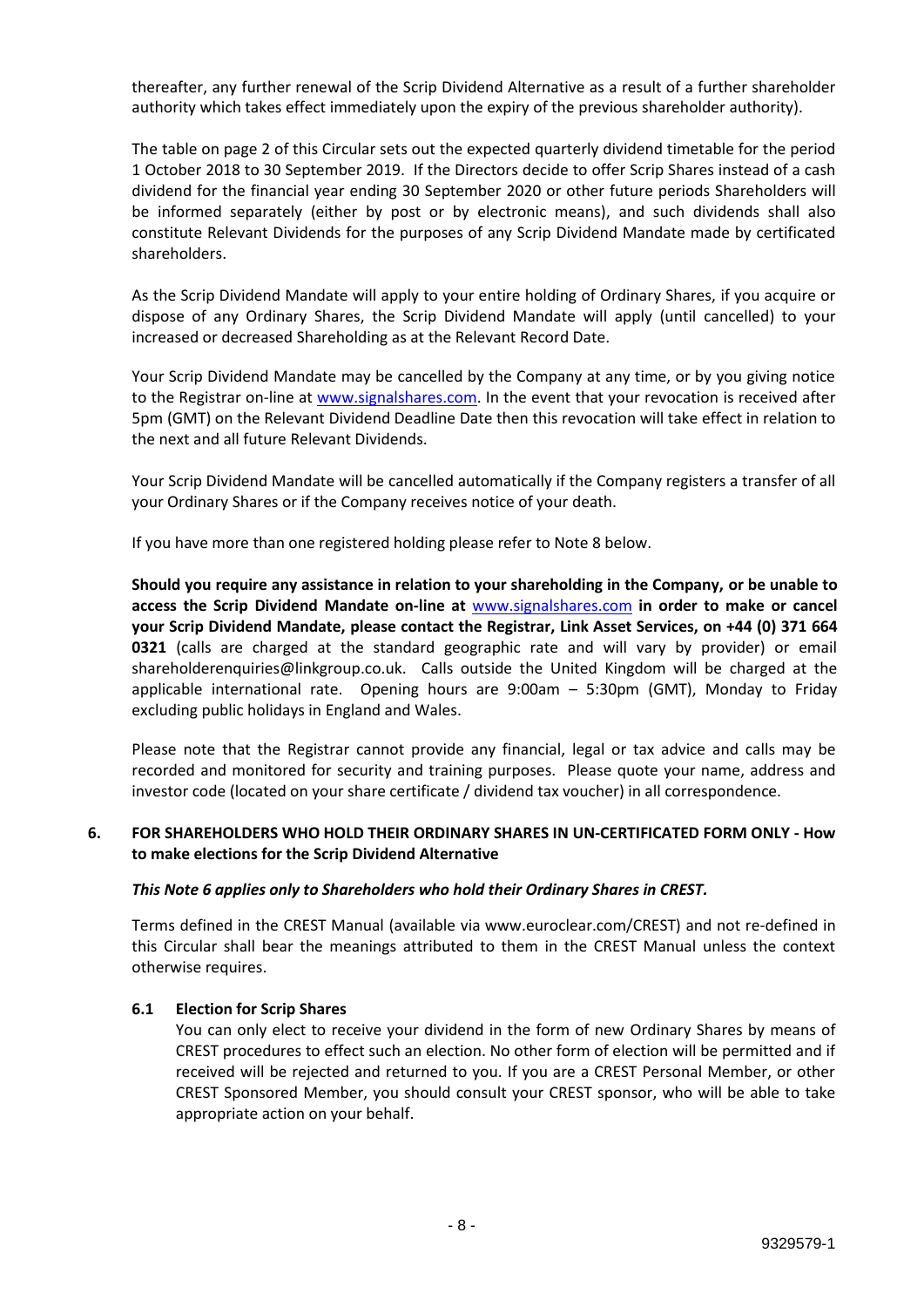thereafter, any further renewal of the Scrip Dividend Alternative as a result of a further shareholder authority which takes effect immediately upon the expiry of the previous shareholder authority).

The table on page 2 of this Circular sets out the expected quarterly dividend timetable for the period 1 October 2018 to 30 September 2019. If the Directors decide to offer Scrip Shares instead of a cash dividend for the financial year ending 30 September 2020 or other future periods Shareholders will be informed separately (either by post or by electronic means), and such dividends shall also constitute Relevant Dividends for the purposes of any Scrip Dividend Mandate made by certificated shareholders.

As the Scrip Dividend Mandate will apply to your entire holding of Ordinary Shares, if you acquire or dispose of any Ordinary Shares, the Scrip Dividend Mandate will apply (until cancelled) to your increased or decreased Shareholding as at the Relevant Record Date.

Your Scrip Dividend Mandate may be cancelled by the Company at any time, or by you giving notice to the Registrar on-line at www.signalshares.com. In the event that your revocation is received after 5pm (GMT) on the Relevant Dividend Deadline Date then this revocation will take effect in relation to the next and all future Relevant Dividends.

Your Scrip Dividend Mandate will be cancelled automatically if the Company registers a transfer of all your Ordinary Shares or if the Company receives notice of your death.

If you have more than one registered holding please refer to Note 8 below.

**Should you require any assistance in relation to your shareholding in the Company, or be unable to access the Scrip Dividend Mandate on-line at www.signalshares.com in order to make or cancel your Scrip Dividend Mandate, please contact the Registrar, Link Asset Services, on +44 (0) 371 664 0321** (calls are charged at the standard geographic rate and will vary by provider) or email shareholderenquiries@linkgroup.co.uk. Calls outside the United Kingdom will be charged at the applicable international rate. Opening hours are 9:00am – 5:30pm (GMT), Monday to Friday excluding public holidays in England and Wales.

Please note that the Registrar cannot provide any financial, legal or tax advice and calls may be recorded and monitored for security and training purposes. Please quote your name, address and investor code (located on your share certificate / dividend tax voucher) in all correspondence.

## 6. FOR SHAREHOLDERS WHO HOLD THEIR ORDINARY SHARES IN UN-CERTIFICATED FORM ONLY - How to make elections for the Scrip Dividend Alternative

***This Note 6 applies only to Shareholders who hold their Ordinary Shares in CREST.***

Terms defined in the CREST Manual (available via www.euroclear.com/CREST) and not re-defined in this Circular shall bear the meanings attributed to them in the CREST Manual unless the context otherwise requires.

### 6.1 Election for Scrip Shares

You can only elect to receive your dividend in the form of new Ordinary Shares by means of CREST procedures to effect such an election. No other form of election will be permitted and if received will be rejected and returned to you. If you are a CREST Personal Member, or other CREST Sponsored Member, you should consult your CREST sponsor, who will be able to take appropriate action on your behalf.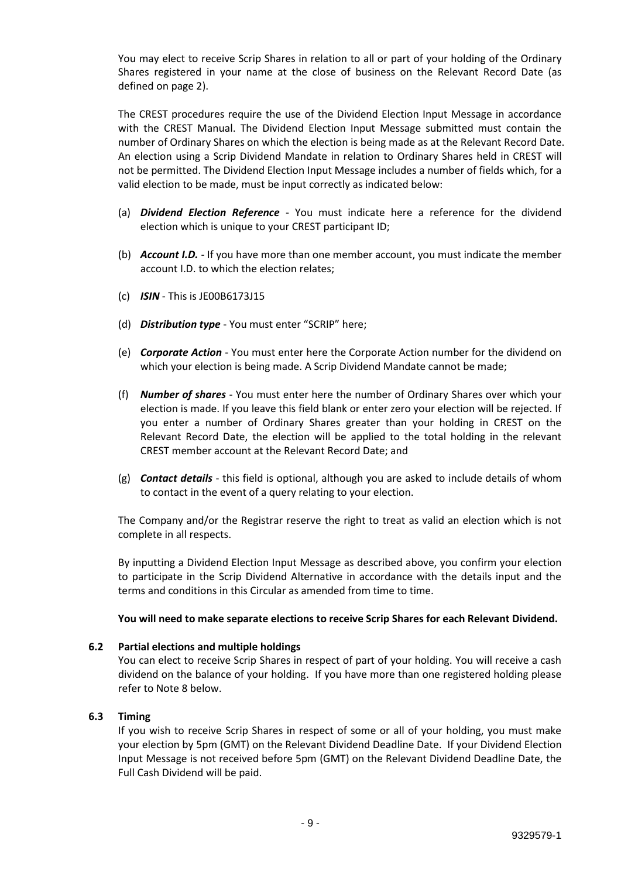You may elect to receive Scrip Shares in relation to all or part of your holding of the Ordinary Shares registered in your name at the close of business on the Relevant Record Date (as defined on page 2).

The CREST procedures require the use of the Dividend Election Input Message in accordance with the CREST Manual. The Dividend Election Input Message submitted must contain the number of Ordinary Shares on which the election is being made as at the Relevant Record Date. An election using a Scrip Dividend Mandate in relation to Ordinary Shares held in CREST will not be permitted. The Dividend Election Input Message includes a number of fields which, for a valid election to be made, must be input correctly as indicated below:

(a) ***Dividend Election Reference*** - You must indicate here a reference for the dividend election which is unique to your CREST participant ID;

(b) ***Account I.D.*** - If you have more than one member account, you must indicate the member account I.D. to which the election relates;

(c) ***ISIN*** - This is JE00B6173J15

(d) ***Distribution type*** - You must enter "SCRIP" here;

(e) ***Corporate Action*** - You must enter here the Corporate Action number for the dividend on which your election is being made. A Scrip Dividend Mandate cannot be made;

(f) ***Number of shares*** - You must enter here the number of Ordinary Shares over which your election is made. If you leave this field blank or enter zero your election will be rejected. If you enter a number of Ordinary Shares greater than your holding in CREST on the Relevant Record Date, the election will be applied to the total holding in the relevant CREST member account at the Relevant Record Date; and

(g) ***Contact details*** - this field is optional, although you are asked to include details of whom to contact in the event of a query relating to your election.

The Company and/or the Registrar reserve the right to treat as valid an election which is not complete in all respects.

By inputting a Dividend Election Input Message as described above, you confirm your election to participate in the Scrip Dividend Alternative in accordance with the details input and the terms and conditions in this Circular as amended from time to time.

**You will need to make separate elections to receive Scrip Shares for each Relevant Dividend.**

**6.2 Partial elections and multiple holdings**

You can elect to receive Scrip Shares in respect of part of your holding. You will receive a cash dividend on the balance of your holding. If you have more than one registered holding please refer to Note 8 below.

**6.3 Timing**

If you wish to receive Scrip Shares in respect of some or all of your holding, you must make your election by 5pm (GMT) on the Relevant Dividend Deadline Date. If your Dividend Election Input Message is not received before 5pm (GMT) on the Relevant Dividend Deadline Date, the Full Cash Dividend will be paid.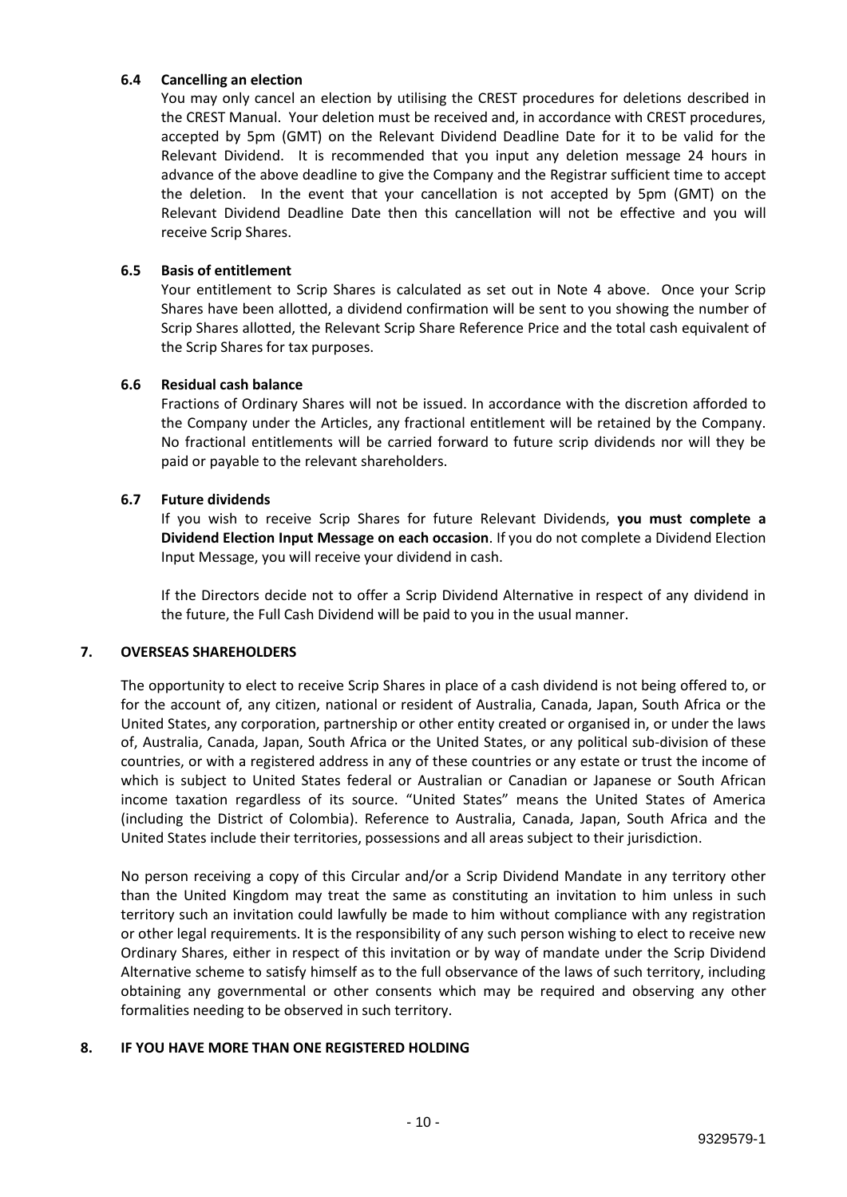### 6.4 Cancelling an election

You may only cancel an election by utilising the CREST procedures for deletions described in the CREST Manual. Your deletion must be received and, in accordance with CREST procedures, accepted by 5pm (GMT) on the Relevant Dividend Deadline Date for it to be valid for the Relevant Dividend. It is recommended that you input any deletion message 24 hours in advance of the above deadline to give the Company and the Registrar sufficient time to accept the deletion. In the event that your cancellation is not accepted by 5pm (GMT) on the Relevant Dividend Deadline Date then this cancellation will not be effective and you will receive Scrip Shares.

### 6.5 Basis of entitlement

Your entitlement to Scrip Shares is calculated as set out in Note 4 above. Once your Scrip Shares have been allotted, a dividend confirmation will be sent to you showing the number of Scrip Shares allotted, the Relevant Scrip Share Reference Price and the total cash equivalent of the Scrip Shares for tax purposes.

### 6.6 Residual cash balance

Fractions of Ordinary Shares will not be issued. In accordance with the discretion afforded to the Company under the Articles, any fractional entitlement will be retained by the Company. No fractional entitlements will be carried forward to future scrip dividends nor will they be paid or payable to the relevant shareholders.

### 6.7 Future dividends

If you wish to receive Scrip Shares for future Relevant Dividends, **you must complete a Dividend Election Input Message on each occasion**. If you do not complete a Dividend Election Input Message, you will receive your dividend in cash.

If the Directors decide not to offer a Scrip Dividend Alternative in respect of any dividend in the future, the Full Cash Dividend will be paid to you in the usual manner.

## 7. OVERSEAS SHAREHOLDERS

The opportunity to elect to receive Scrip Shares in place of a cash dividend is not being offered to, or for the account of, any citizen, national or resident of Australia, Canada, Japan, South Africa or the United States, any corporation, partnership or other entity created or organised in, or under the laws of, Australia, Canada, Japan, South Africa or the United States, or any political sub-division of these countries, or with a registered address in any of these countries or any estate or trust the income of which is subject to United States federal or Australian or Canadian or Japanese or South African income taxation regardless of its source. "United States" means the United States of America (including the District of Colombia). Reference to Australia, Canada, Japan, South Africa and the United States include their territories, possessions and all areas subject to their jurisdiction.

No person receiving a copy of this Circular and/or a Scrip Dividend Mandate in any territory other than the United Kingdom may treat the same as constituting an invitation to him unless in such territory such an invitation could lawfully be made to him without compliance with any registration or other legal requirements. It is the responsibility of any such person wishing to elect to receive new Ordinary Shares, either in respect of this invitation or by way of mandate under the Scrip Dividend Alternative scheme to satisfy himself as to the full observance of the laws of such territory, including obtaining any governmental or other consents which may be required and observing any other formalities needing to be observed in such territory.

## 8. IF YOU HAVE MORE THAN ONE REGISTERED HOLDING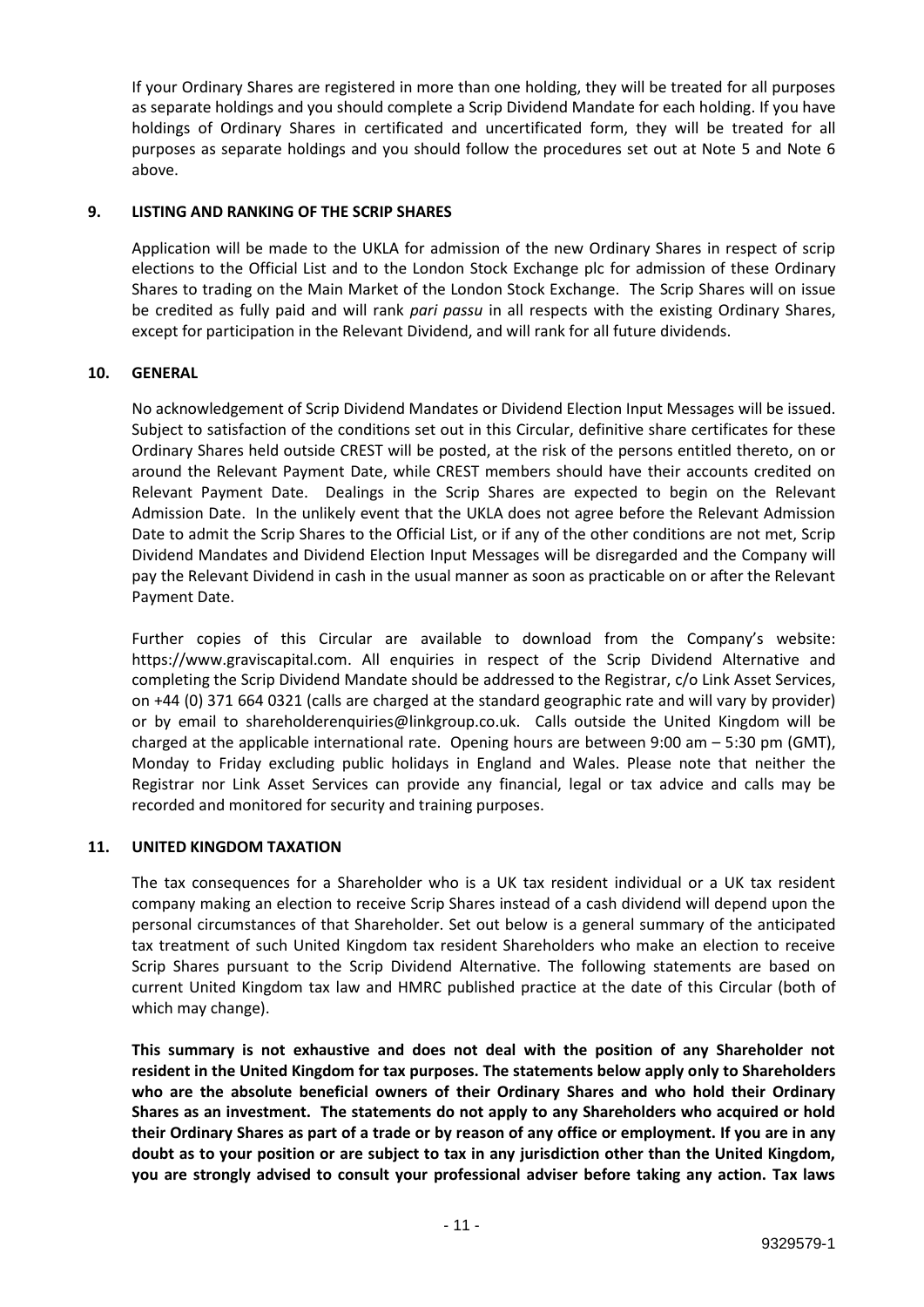If your Ordinary Shares are registered in more than one holding, they will be treated for all purposes as separate holdings and you should complete a Scrip Dividend Mandate for each holding. If you have holdings of Ordinary Shares in certificated and uncertificated form, they will be treated for all purposes as separate holdings and you should follow the procedures set out at Note 5 and Note 6 above.

## 9. LISTING AND RANKING OF THE SCRIP SHARES

Application will be made to the UKLA for admission of the new Ordinary Shares in respect of scrip elections to the Official List and to the London Stock Exchange plc for admission of these Ordinary Shares to trading on the Main Market of the London Stock Exchange. The Scrip Shares will on issue be credited as fully paid and will rank *pari passu* in all respects with the existing Ordinary Shares, except for participation in the Relevant Dividend, and will rank for all future dividends.

## 10. GENERAL

No acknowledgement of Scrip Dividend Mandates or Dividend Election Input Messages will be issued. Subject to satisfaction of the conditions set out in this Circular, definitive share certificates for these Ordinary Shares held outside CREST will be posted, at the risk of the persons entitled thereto, on or around the Relevant Payment Date, while CREST members should have their accounts credited on Relevant Payment Date. Dealings in the Scrip Shares are expected to begin on the Relevant Admission Date. In the unlikely event that the UKLA does not agree before the Relevant Admission Date to admit the Scrip Shares to the Official List, or if any of the other conditions are not met, Scrip Dividend Mandates and Dividend Election Input Messages will be disregarded and the Company will pay the Relevant Dividend in cash in the usual manner as soon as practicable on or after the Relevant Payment Date.

Further copies of this Circular are available to download from the Company's website: https://www.graviscapital.com. All enquiries in respect of the Scrip Dividend Alternative and completing the Scrip Dividend Mandate should be addressed to the Registrar, c/o Link Asset Services, on +44 (0) 371 664 0321 (calls are charged at the standard geographic rate and will vary by provider) or by email to shareholderenquiries@linkgroup.co.uk. Calls outside the United Kingdom will be charged at the applicable international rate. Opening hours are between 9:00 am – 5:30 pm (GMT), Monday to Friday excluding public holidays in England and Wales. Please note that neither the Registrar nor Link Asset Services can provide any financial, legal or tax advice and calls may be recorded and monitored for security and training purposes.

## 11. UNITED KINGDOM TAXATION

The tax consequences for a Shareholder who is a UK tax resident individual or a UK tax resident company making an election to receive Scrip Shares instead of a cash dividend will depend upon the personal circumstances of that Shareholder. Set out below is a general summary of the anticipated tax treatment of such United Kingdom tax resident Shareholders who make an election to receive Scrip Shares pursuant to the Scrip Dividend Alternative. The following statements are based on current United Kingdom tax law and HMRC published practice at the date of this Circular (both of which may change).

**This summary is not exhaustive and does not deal with the position of any Shareholder not resident in the United Kingdom for tax purposes. The statements below apply only to Shareholders who are the absolute beneficial owners of their Ordinary Shares and who hold their Ordinary Shares as an investment. The statements do not apply to any Shareholders who acquired or hold their Ordinary Shares as part of a trade or by reason of any office or employment. If you are in any doubt as to your position or are subject to tax in any jurisdiction other than the United Kingdom, you are strongly advised to consult your professional adviser before taking any action. Tax laws**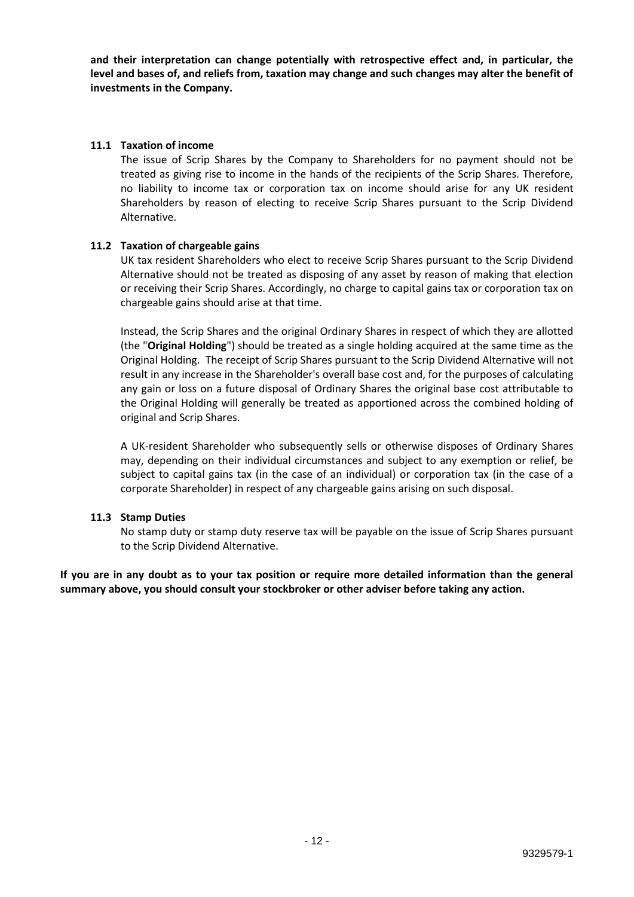**and their interpretation can change potentially with retrospective effect and, in particular, the level and bases of, and reliefs from, taxation may change and such changes may alter the benefit of investments in the Company.**

### 11.1 Taxation of income

The issue of Scrip Shares by the Company to Shareholders for no payment should not be treated as giving rise to income in the hands of the recipients of the Scrip Shares. Therefore, no liability to income tax or corporation tax on income should arise for any UK resident Shareholders by reason of electing to receive Scrip Shares pursuant to the Scrip Dividend Alternative.

### 11.2 Taxation of chargeable gains

UK tax resident Shareholders who elect to receive Scrip Shares pursuant to the Scrip Dividend Alternative should not be treated as disposing of any asset by reason of making that election or receiving their Scrip Shares. Accordingly, no charge to capital gains tax or corporation tax on chargeable gains should arise at that time.

Instead, the Scrip Shares and the original Ordinary Shares in respect of which they are allotted (the "**Original Holding**") should be treated as a single holding acquired at the same time as the Original Holding. The receipt of Scrip Shares pursuant to the Scrip Dividend Alternative will not result in any increase in the Shareholder's overall base cost and, for the purposes of calculating any gain or loss on a future disposal of Ordinary Shares the original base cost attributable to the Original Holding will generally be treated as apportioned across the combined holding of original and Scrip Shares.

A UK-resident Shareholder who subsequently sells or otherwise disposes of Ordinary Shares may, depending on their individual circumstances and subject to any exemption or relief, be subject to capital gains tax (in the case of an individual) or corporation tax (in the case of a corporate Shareholder) in respect of any chargeable gains arising on such disposal.

### 11.3 Stamp Duties

No stamp duty or stamp duty reserve tax will be payable on the issue of Scrip Shares pursuant to the Scrip Dividend Alternative.

**If you are in any doubt as to your tax position or require more detailed information than the general summary above, you should consult your stockbroker or other adviser before taking any action.**

9329579-1